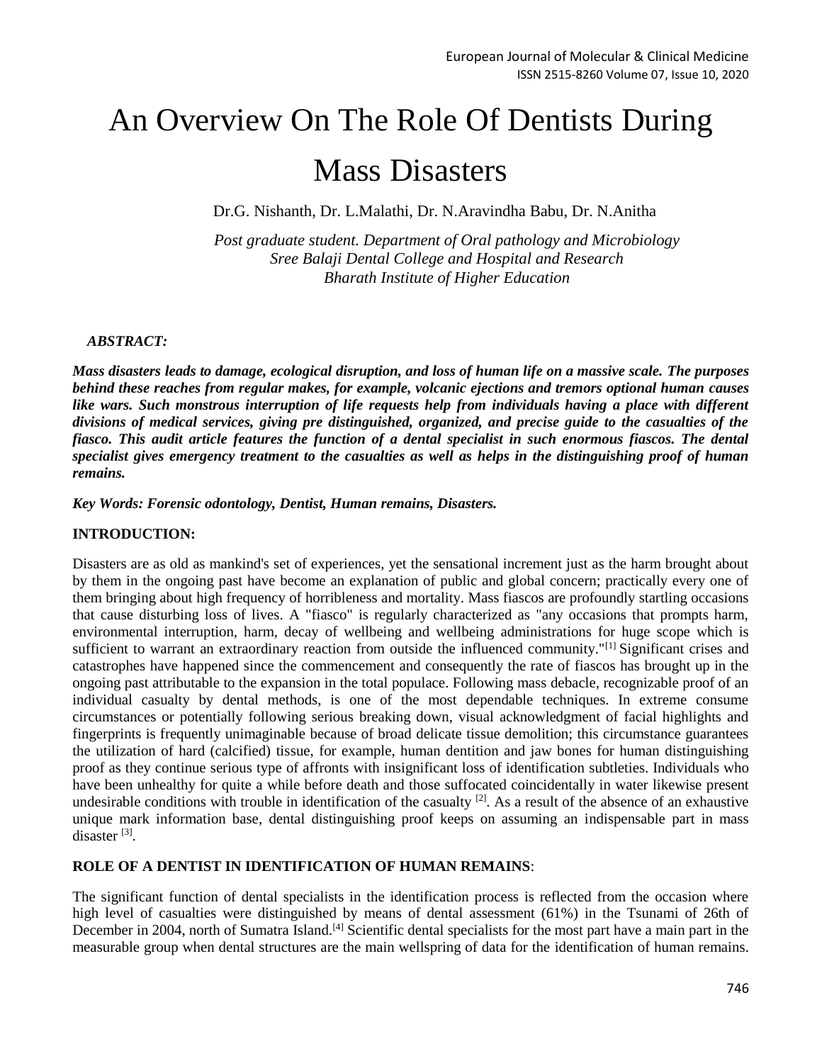# An Overview On The Role Of Dentists During Mass Disasters

Dr.G. Nishanth, Dr. L.Malathi, Dr. N.Aravindha Babu, Dr. N.Anitha

*Post graduate student. Department of Oral pathology and Microbiology*
*Sree Balaji Dental College and Hospital and Research*
*Bharath Institute of Higher Education*

***ABSTRACT:***

***Mass disasters leads to damage, ecological disruption, and loss of human life on a massive scale. The purposes behind these reaches from regular makes, for example, volcanic ejections and tremors optional human causes like wars. Such monstrous interruption of life requests help from individuals having a place with different divisions of medical services, giving pre distinguished, organized, and precise guide to the casualties of the fiasco. This audit article features the function of a dental specialist in such enormous fiascos. The dental specialist gives emergency treatment to the casualties as well as helps in the distinguishing proof of human remains.***

***Key Words: Forensic odontology, Dentist, Human remains, Disasters.***

**INTRODUCTION:**

Disasters are as old as mankind's set of experiences, yet the sensational increment just as the harm brought about by them in the ongoing past have become an explanation of public and global concern; practically every one of them bringing about high frequency of horribleness and mortality. Mass fiascos are profoundly startling occasions that cause disturbing loss of lives. A "fiasco" is regularly characterized as "any occasions that prompts harm, environmental interruption, harm, decay of wellbeing and wellbeing administrations for huge scope which is sufficient to warrant an extraordinary reaction from outside the influenced community."[1] Significant crises and catastrophes have happened since the commencement and consequently the rate of fiascos has brought up in the ongoing past attributable to the expansion in the total populace. Following mass debacle, recognizable proof of an individual casualty by dental methods, is one of the most dependable techniques. In extreme consume circumstances or potentially following serious breaking down, visual acknowledgment of facial highlights and fingerprints is frequently unimaginable because of broad delicate tissue demolition; this circumstance guarantees the utilization of hard (calcified) tissue, for example, human dentition and jaw bones for human distinguishing proof as they continue serious type of affronts with insignificant loss of identification subtleties. Individuals who have been unhealthy for quite a while before death and those suffocated coincidentally in water likewise present undesirable conditions with trouble in identification of the casualty [2]. As a result of the absence of an exhaustive unique mark information base, dental distinguishing proof keeps on assuming an indispensable part in mass disaster [3].

**ROLE OF A DENTIST IN IDENTIFICATION OF HUMAN REMAINS**:

The significant function of dental specialists in the identification process is reflected from the occasion where high level of casualties were distinguished by means of dental assessment (61%) in the Tsunami of 26th of December in 2004, north of Sumatra Island.[4] Scientific dental specialists for the most part have a main part in the measurable group when dental structures are the main wellspring of data for the identification of human remains.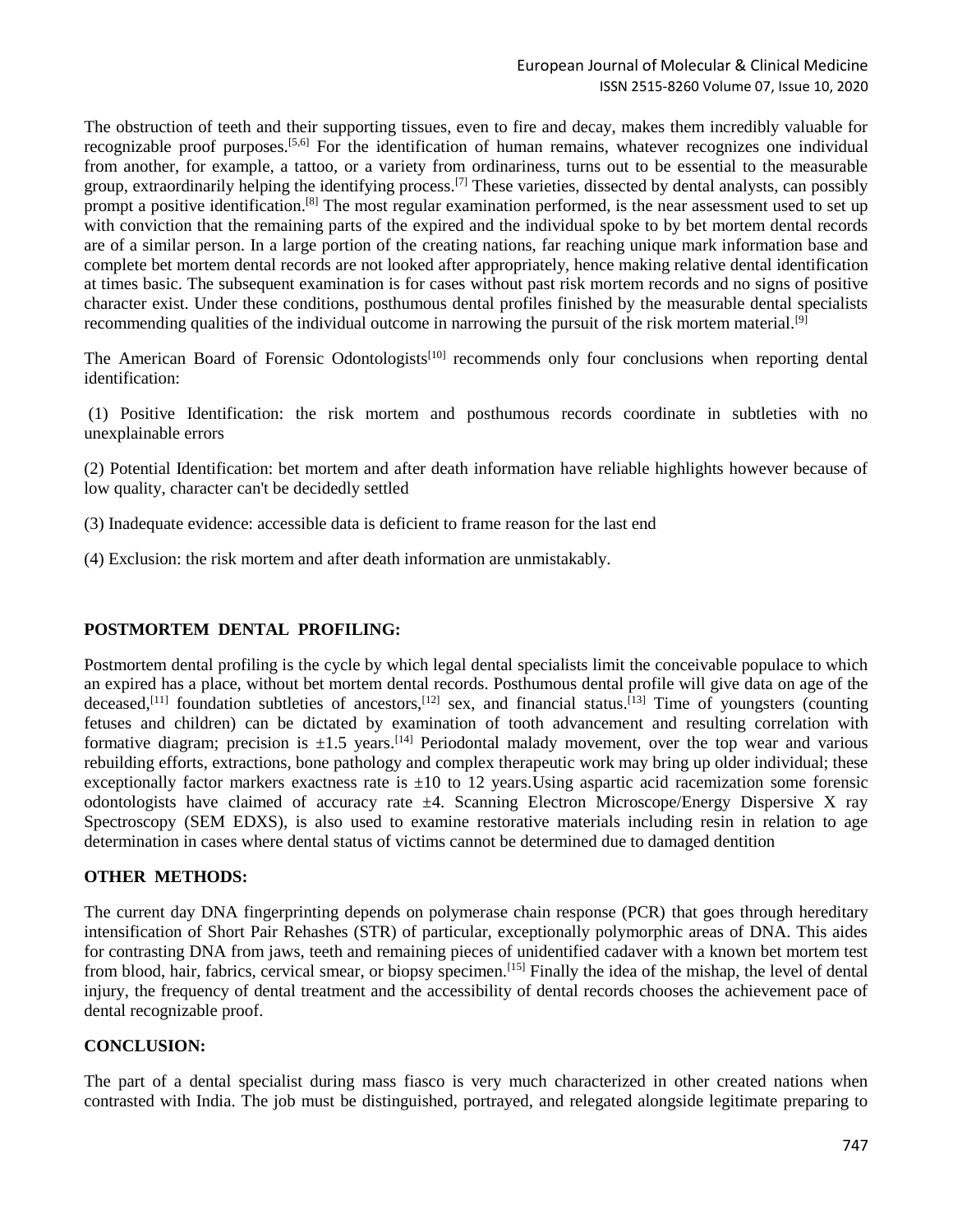The obstruction of teeth and their supporting tissues, even to fire and decay, makes them incredibly valuable for recognizable proof purposes.[5,6] For the identification of human remains, whatever recognizes one individual from another, for example, a tattoo, or a variety from ordinariness, turns out to be essential to the measurable group, extraordinarily helping the identifying process.[7] These varieties, dissected by dental analysts, can possibly prompt a positive identification.[8] The most regular examination performed, is the near assessment used to set up with conviction that the remaining parts of the expired and the individual spoke to by bet mortem dental records are of a similar person. In a large portion of the creating nations, far reaching unique mark information base and complete bet mortem dental records are not looked after appropriately, hence making relative dental identification at times basic. The subsequent examination is for cases without past risk mortem records and no signs of positive character exist. Under these conditions, posthumous dental profiles finished by the measurable dental specialists recommending qualities of the individual outcome in narrowing the pursuit of the risk mortem material.[9]

The American Board of Forensic Odontologists[10] recommends only four conclusions when reporting dental identification:

(1) Positive Identification: the risk mortem and posthumous records coordinate in subtleties with no unexplainable errors

(2) Potential Identification: bet mortem and after death information have reliable highlights however because of low quality, character can't be decidedly settled

(3) Inadequate evidence: accessible data is deficient to frame reason for the last end

(4) Exclusion: the risk mortem and after death information are unmistakably.

**POSTMORTEM DENTAL PROFILING:**

Postmortem dental profiling is the cycle by which legal dental specialists limit the conceivable populace to which an expired has a place, without bet mortem dental records. Posthumous dental profile will give data on age of the deceased,[11] foundation subtleties of ancestors,[12] sex, and financial status.[13] Time of youngsters (counting fetuses and children) can be dictated by examination of tooth advancement and resulting correlation with formative diagram; precision is ±1.5 years.[14] Periodontal malady movement, over the top wear and various rebuilding efforts, extractions, bone pathology and complex therapeutic work may bring up older individual; these exceptionally factor markers exactness rate is ±10 to 12 years.Using aspartic acid racemization some forensic odontologists have claimed of accuracy rate ±4. Scanning Electron Microscope/Energy Dispersive X ray Spectroscopy (SEM EDXS), is also used to examine restorative materials including resin in relation to age determination in cases where dental status of victims cannot be determined due to damaged dentition

**OTHER METHODS:**

The current day DNA fingerprinting depends on polymerase chain response (PCR) that goes through hereditary intensification of Short Pair Rehashes (STR) of particular, exceptionally polymorphic areas of DNA. This aides for contrasting DNA from jaws, teeth and remaining pieces of unidentified cadaver with a known bet mortem test from blood, hair, fabrics, cervical smear, or biopsy specimen.[15] Finally the idea of the mishap, the level of dental injury, the frequency of dental treatment and the accessibility of dental records chooses the achievement pace of dental recognizable proof.

**CONCLUSION:**

The part of a dental specialist during mass fiasco is very much characterized in other created nations when contrasted with India. The job must be distinguished, portrayed, and relegated alongside legitimate preparing to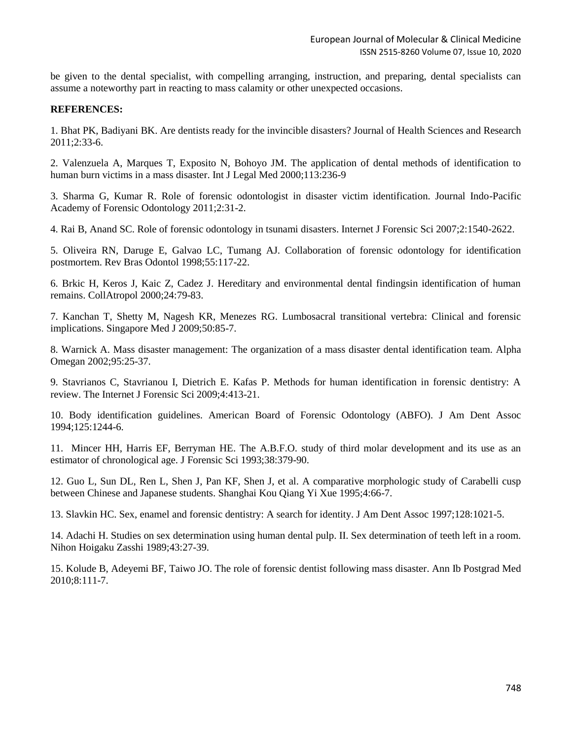be given to the dental specialist, with compelling arranging, instruction, and preparing, dental specialists can assume a noteworthy part in reacting to mass calamity or other unexpected occasions.

**REFERENCES:**

1. Bhat PK, Badiyani BK. Are dentists ready for the invincible disasters? Journal of Health Sciences and Research 2011;2:33-6.

2. Valenzuela A, Marques T, Exposito N, Bohoyo JM. The application of dental methods of identification to human burn victims in a mass disaster. Int J Legal Med 2000;113:236-9

3. Sharma G, Kumar R. Role of forensic odontologist in disaster victim identification. Journal Indo-Pacific Academy of Forensic Odontology 2011;2:31-2.

4. Rai B, Anand SC. Role of forensic odontology in tsunami disasters. Internet J Forensic Sci 2007;2:1540-2622.

5. Oliveira RN, Daruge E, Galvao LC, Tumang AJ. Collaboration of forensic odontology for identification postmortem. Rev Bras Odontol 1998;55:117-22.

6. Brkic H, Keros J, Kaic Z, Cadez J. Hereditary and environmental dental findingsin identification of human remains. CollAtropol 2000;24:79-83.

7. Kanchan T, Shetty M, Nagesh KR, Menezes RG. Lumbosacral transitional vertebra: Clinical and forensic implications. Singapore Med J 2009;50:85-7.

8. Warnick A. Mass disaster management: The organization of a mass disaster dental identification team. Alpha Omegan 2002;95:25-37.

9. Stavrianos C, Stavrianou I, Dietrich E. Kafas P. Methods for human identification in forensic dentistry: A review. The Internet J Forensic Sci 2009;4:413-21.

10. Body identification guidelines. American Board of Forensic Odontology (ABFO). J Am Dent Assoc 1994;125:1244-6.

11. Mincer HH, Harris EF, Berryman HE. The A.B.F.O. study of third molar development and its use as an estimator of chronological age. J Forensic Sci 1993;38:379-90.

12. Guo L, Sun DL, Ren L, Shen J, Pan KF, Shen J, et al. A comparative morphologic study of Carabelli cusp between Chinese and Japanese students. Shanghai Kou Qiang Yi Xue 1995;4:66-7.

13. Slavkin HC. Sex, enamel and forensic dentistry: A search for identity. J Am Dent Assoc 1997;128:1021-5.

14. Adachi H. Studies on sex determination using human dental pulp. II. Sex determination of teeth left in a room. Nihon Hoigaku Zasshi 1989;43:27-39.

15. Kolude B, Adeyemi BF, Taiwo JO. The role of forensic dentist following mass disaster. Ann Ib Postgrad Med 2010;8:111-7.